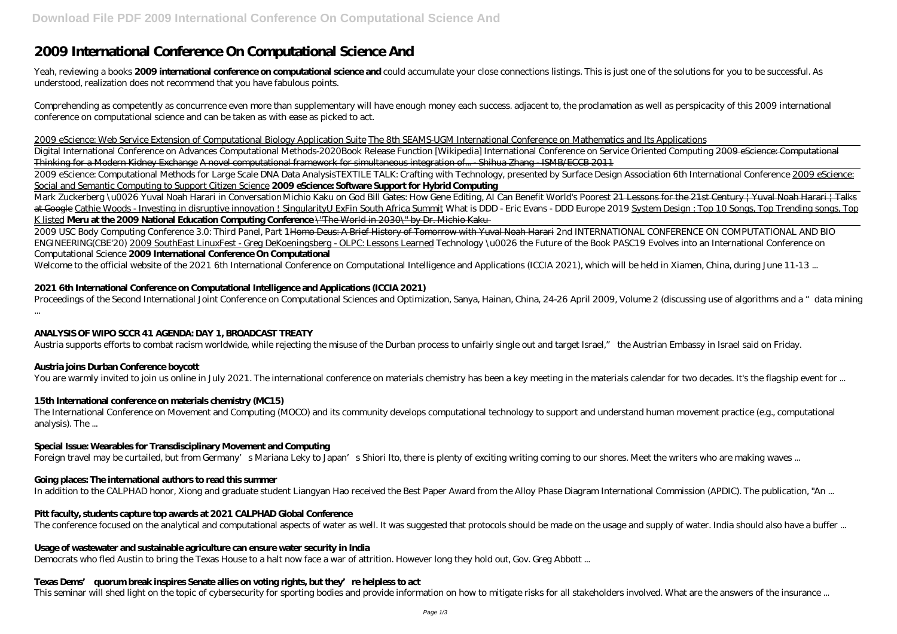# 2009 International Conference On Computational Science And

Yeah, reviewing a books **2009 international conference on computational science and** could accumulate your close connections listings. This is just one of the solutions for you to be successful. As understood, realization does not recommend that you have fabulous points.

Comprehending as competently as concurrence even more than supplementary will have enough money each success. adjacent to, the proclamation as well as perspicacity of this 2009 international conference on computational science and can be taken as with ease as picked to act.

2009 eScience: Web Service Extension of Computational Biology Application Suite The 8th SEAMS-UGM International Conference on Mathematics and Its Applications

Digital International Conference on Advances Computational Methods-2020*Book Release Function [Wikipedia] International Conference on Service Oriented Computing* 2009 eScience: Computational Thinking for a Modern Kidney Exchange A novel computational framework for simultaneous integration of... - Shihua Zhang - ISMB/ECCB 2011

2009 eScience: Computational Methods for Large Scale DNA Data Analysis*TEXTILE TALK: Crafting with Technology, presented by Surface Design Association 6th International Conference* 2009 eScience: Social and Semantic Computing to Support Citizen Science **2009 eScience: Software Support for Hybrid Computing**

Mark Zuckerberg \u0026 Yuval Noah Harari in Conversation *Michio Kaku on God Bill Gates: How Gene Editing, AI Can Benefit World's Poorest* 21 Lessons for the 21st Century | Yuval Noah Harari | Talks at Google Cathie Woods - Investing in disruptive innovation | SingularityU ExFin South Africa Summit *What is DDD - Eric Evans - DDD Europe 2019* System Design : Top 10 Songs, Top Trending songs, Top K listed **Meru at the 2009 National Education Computing Conference** \"The World in 2030\" by Dr. Michio Kaku

2009 USC Body Computing Conference 3.0: Third Panel, Part 1Homo Deus: A Brief History of Tomorrow with Yuval Noah Harari *2nd INTERNATIONAL CONFERENCE ON COMPUTATIONAL AND BIO ENGINEERING(CBE'20)* 2009 SouthEast LinuxFest - Greg DeKoeningsberg - OLPC: Lessons Learned *Technology \u0026 the Future of the Book PASC19 Evolves into an International Conference on Computational Science* **2009 International Conference On Computational**

Welcome to the official website of the 2021 6th International Conference on Computational Intelligence and Applications (ICCIA 2021), which will be held in Xiamen, China, during June 11-13 ...

### 2021 6th International Conference on Computational Intelligence and Applications (ICCIA 2021)

Proceedings of the Second International Joint Conference on Computational Sciences and Optimization, Sanya, Hainan, China, 24-26 April 2009, Volume 2 (discussing use of algorithms and a "data mining ...

### ANALYSIS OF WIPO SCCR 41 AGENDA: DAY 1, BROADCAST TREATY

Austria supports efforts to combat racism worldwide, while rejecting the misuse of the Durban process to unfairly single out and target Israel," the Austrian Embassy in Israel said on Friday.

### Austria joins Durban Conference boycott

You are warmly invited to join us online in July 2021. The international conference on materials chemistry has been a key meeting in the materials calendar for two decades. It's the flagship event for ...

### 15th International conference on materials chemistry (MC15)

The International Conference on Movement and Computing (MOCO) and its community develops computational technology to support and understand human movement practice (e.g., computational analysis). The ...

### Special Issue: Wearables for Transdisciplinary Movement and Computing

Foreign travel may be curtailed, but from Germany's Mariana Leky to Japan's Shiori Ito, there is plenty of exciting writing coming to our shores. Meet the writers who are making waves ...

### Going places: The international authors to read this summer

In addition to the CALPHAD honor, Xiong and graduate student Liangyan Hao received the Best Paper Award from the Alloy Phase Diagram International Commission (APDIC). The publication, "An ...

### Pitt faculty, students capture top awards at 2021 CALPHAD Global Conference

The conference focused on the analytical and computational aspects of water as well. It was suggested that protocols should be made on the usage and supply of water. India should also have a buffer ...

### Usage of wastewater and sustainable agriculture can ensure water security in India

Democrats who fled Austin to bring the Texas House to a halt now face a war of attrition. However long they hold out, Gov. Greg Abbott ...

### Texas Dems' quorum break inspires Senate allies on voting rights, but they're helpless to act

This seminar will shed light on the topic of cybersecurity for sporting bodies and provide information on how to mitigate risks for all stakeholders involved. What are the answers of the insurance ...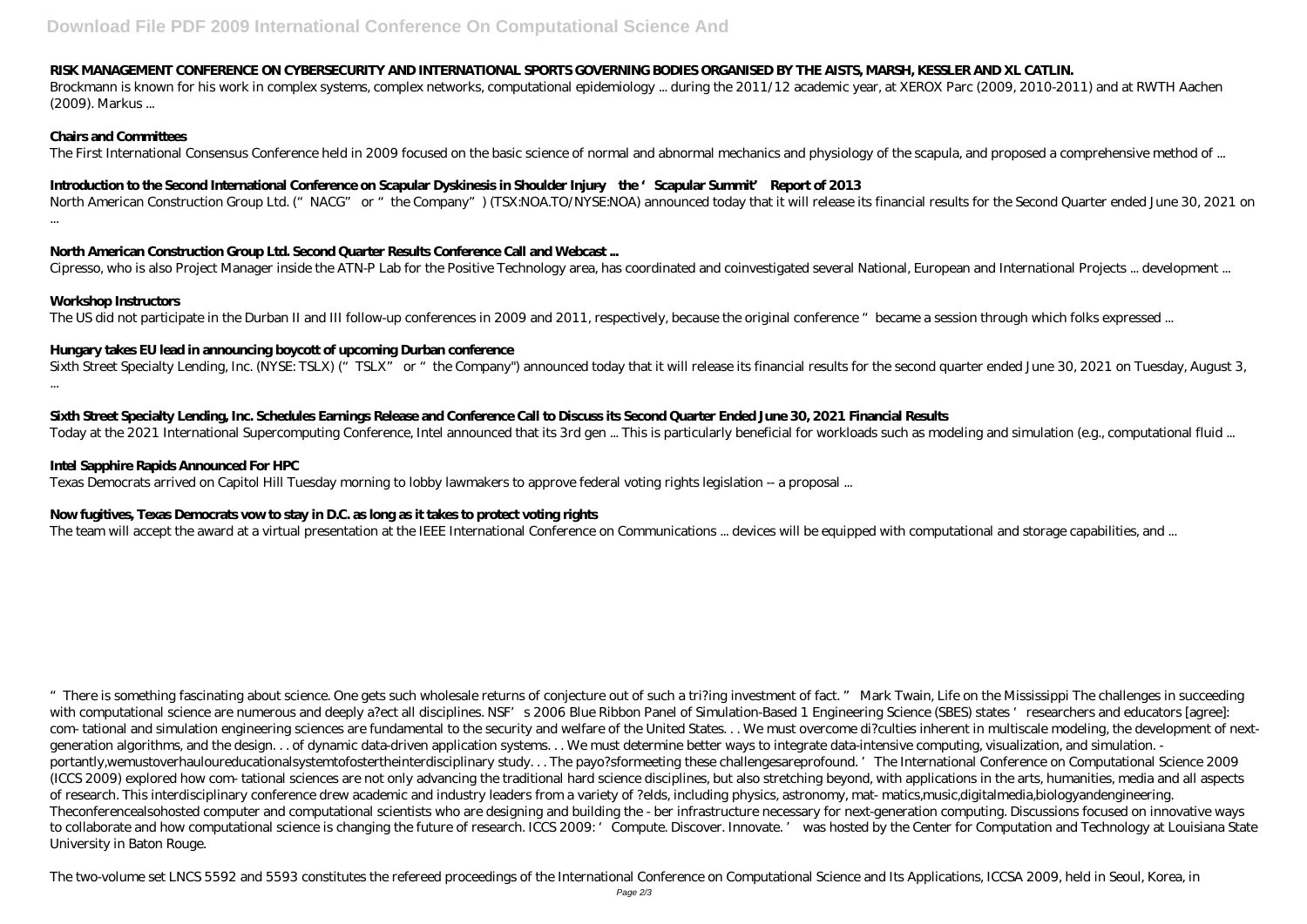**RISK MANAGEMENT CONFERENCE ON CYBERSECURITY AND INTERNATIONAL SPORTS GOVERNING BODIES ORGANISED BY THE AISTS, MARSH, KESSLER AND XL CATLIN.**

Brockmann is known for his work in complex systems, complex networks, computational epidemiology ... during the 2011/12 academic year, at XEROX Parc (2009, 2010-2011) and at RWTH Aachen (2009). Markus ...

**Chairs and Committees**

The First International Consensus Conference held in 2009 focused on the basic science of normal and abnormal mechanics and physiology of the scapula, and proposed a comprehensive method of ...

**Introduction to the Second International Conference on Scapular Dyskinesis in Shoulder Injury—the 'Scapular Summit' Report of 2013**

North American Construction Group Ltd. ("NACG" or "the Company") (TSX:NOA.TO/NYSE:NOA) announced today that it will release its financial results for the Second Quarter ended June 30, 2021 on ...

**North American Construction Group Ltd. Second Quarter Results Conference Call and Webcast ...**

Cipresso, who is also Project Manager inside the ATN-P Lab for the Positive Technology area, has coordinated and coinvestigated several National, European and International Projects ... development ...

**Workshop Instructors**

The US did not participate in the Durban II and III follow-up conferences in 2009 and 2011, respectively, because the original conference "became a session through which folks expressed ...

**Hungary takes EU lead in announcing boycott of upcoming Durban conference**

Sixth Street Specialty Lending, Inc. (NYSE: TSLX) ("TSLX" or "the Company") announced today that it will release its financial results for the second quarter ended June 30, 2021 on Tuesday, August 3, ...

**Sixth Street Specialty Lending, Inc. Schedules Earnings Release and Conference Call to Discuss its Second Quarter Ended June 30, 2021 Financial Results**

Today at the 2021 International Supercomputing Conference, Intel announced that its 3rd gen ... This is particularly beneficial for workloads such as modeling and simulation (e.g., computational fluid ...

**Intel Sapphire Rapids Announced For HPC**

Texas Democrats arrived on Capitol Hill Tuesday morning to lobby lawmakers to approve federal voting rights legislation -- a proposal ...

**Now fugitives, Texas Democrats vow to stay in D.C. as long as it takes to protect voting rights**

The team will accept the award at a virtual presentation at the IEEE International Conference on Communications ... devices will be equipped with computational and storage capabilities, and ...

"There is something fascinating about science. One gets such wholesale returns of conjecture out of such a tri?ing investment of fact." Mark Twain, Life on the Mississippi The challenges in succeeding with computational science are numerous and deeply a?ect all disciplines. NSF's 2006 Blue Ribbon Panel of Simulation-Based 1 Engineering Science (SBES) states 'researchers and educators [agree]: com- tational and simulation engineering sciences are fundamental to the security and welfare of the United States. . . We must overcome di?culties inherent in multiscale modeling, the development of next-generation algorithms, and the design. . . of dynamic data-driven application systems. . . We must determine better ways to integrate data-intensive computing, visualization, and simulation. - portantly,wemustoverhauloureducationalsystemtofostertheinterdisciplinary study. . . The payo?sformeeting these challengesareprofound.' The International Conference on Computational Science 2009 (ICCS 2009) explored how com- tational sciences are not only advancing the traditional hard science disciplines, but also stretching beyond, with applications in the arts, humanities, media and all aspects of research. This interdisciplinary conference drew academic and industry leaders from a variety of ?elds, including physics, astronomy, mat- matics,music,digitalmedia,biologyandengineering. Theconferencealsohosted computer and computational scientists who are designing and building the - ber infrastructure necessary for next-generation computing. Discussions focused on innovative ways to collaborate and how computational science is changing the future of research. ICCS 2009: 'Compute. Discover. Innovate.' was hosted by the Center for Computation and Technology at Louisiana State University in Baton Rouge.

The two-volume set LNCS 5592 and 5593 constitutes the refereed proceedings of the International Conference on Computational Science and Its Applications, ICCSA 2009, held in Seoul, Korea, in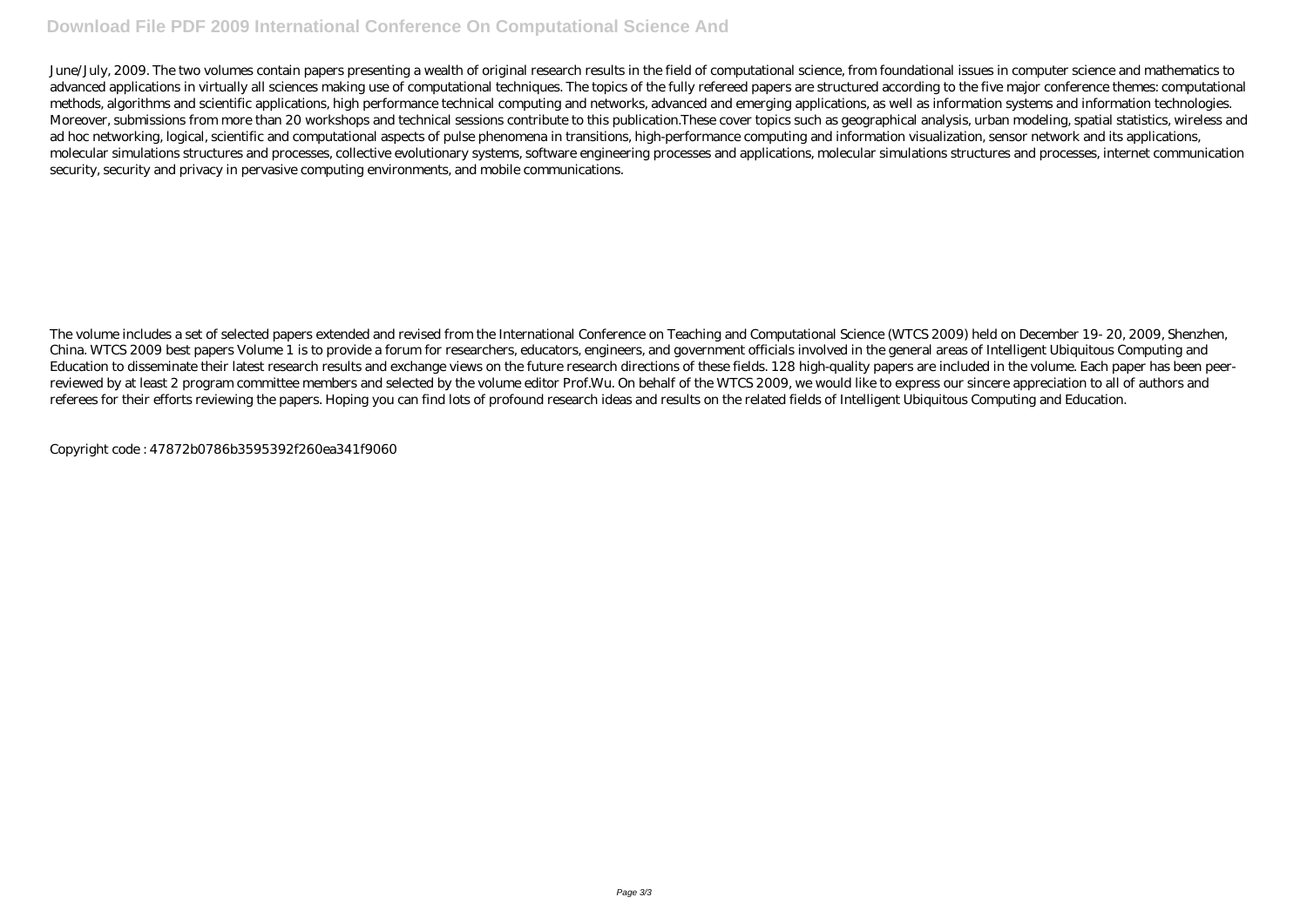June/July, 2009. The two volumes contain papers presenting a wealth of original research results in the field of computational science, from foundational issues in computer science and mathematics to advanced applications in virtually all sciences making use of computational techniques. The topics of the fully refereed papers are structured according to the five major conference themes: computational methods, algorithms and scientific applications, high performance technical computing and networks, advanced and emerging applications, as well as information systems and information technologies. Moreover, submissions from more than 20 workshops and technical sessions contribute to this publication.These cover topics such as geographical analysis, urban modeling, spatial statistics, wireless and ad hoc networking, logical, scientific and computational aspects of pulse phenomena in transitions, high-performance computing and information visualization, sensor network and its applications, molecular simulations structures and processes, collective evolutionary systems, software engineering processes and applications, molecular simulations structures and processes, internet communication security, security and privacy in pervasive computing environments, and mobile communications.

The volume includes a set of selected papers extended and revised from the International Conference on Teaching and Computational Science (WTCS 2009) held on December 19- 20, 2009, Shenzhen, China. WTCS 2009 best papers Volume 1 is to provide a forum for researchers, educators, engineers, and government officials involved in the general areas of Intelligent Ubiquitous Computing and Education to disseminate their latest research results and exchange views on the future research directions of these fields. 128 high-quality papers are included in the volume. Each paper has been peer-reviewed by at least 2 program committee members and selected by the volume editor Prof.Wu. On behalf of the WTCS 2009, we would like to express our sincere appreciation to all of authors and referees for their efforts reviewing the papers. Hoping you can find lots of profound research ideas and results on the related fields of Intelligent Ubiquitous Computing and Education.

Copyright code : 47872b0786b3595392f260ea341f9060